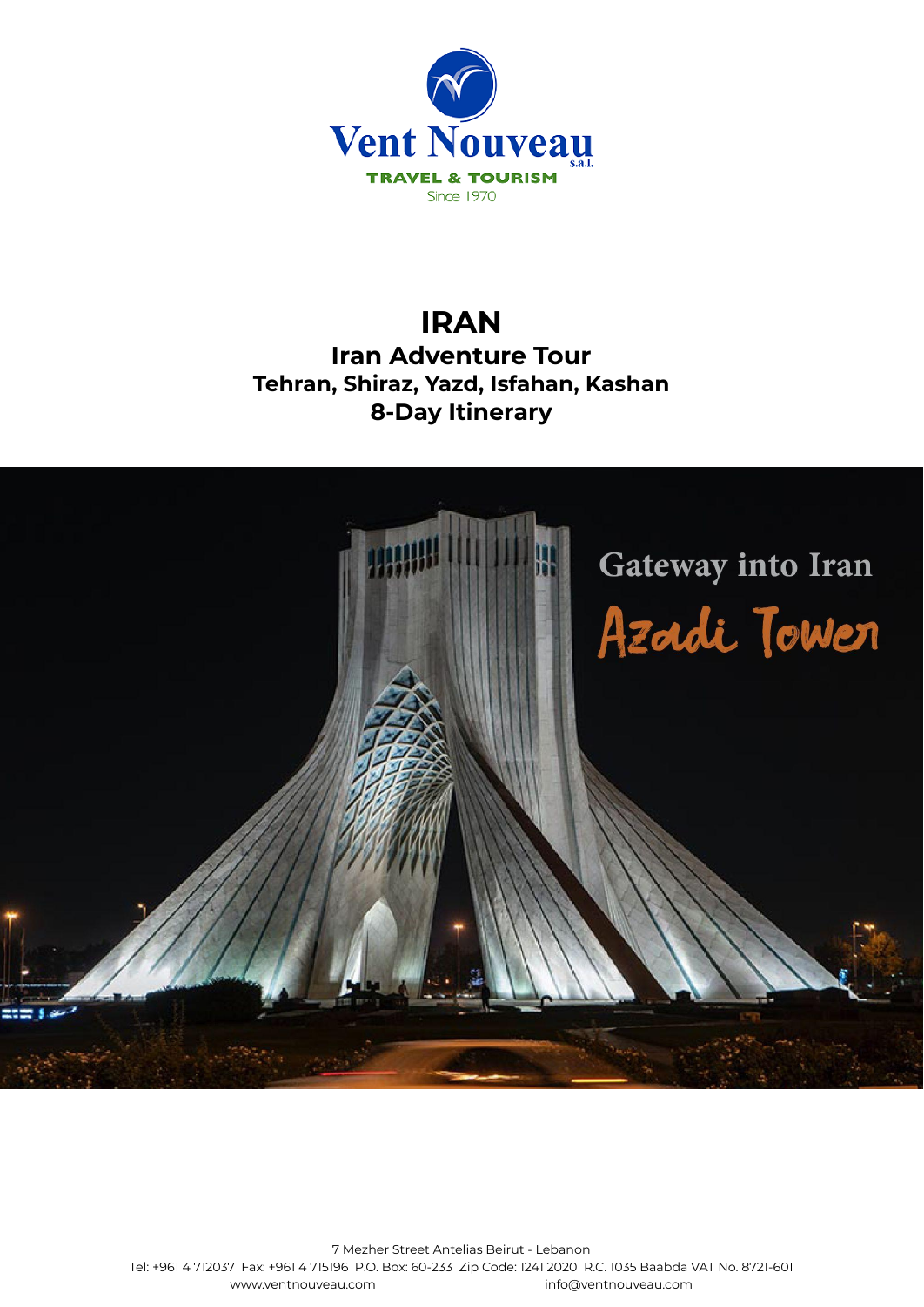Vent Nouveau s.a.l.

TRAVEL & TOURISM

Since 1970

# IRAN

## Iran Adventure Tour

## Tehran, Shiraz, Yazd, Isfahan, Kashan

## 8-Day Itinerary

Gateway into Iran

Azadi Tower

7 Mezher Street Antelias Beirut - Lebanon

Tel: +961 4 712037 Fax: +961 4 715196 P.O. Box: 60-233 Zip Code: 1241 2020 R.C. 1035 Baabda VAT No. 8721-601

www.ventnouveau.com info@ventnouveau.com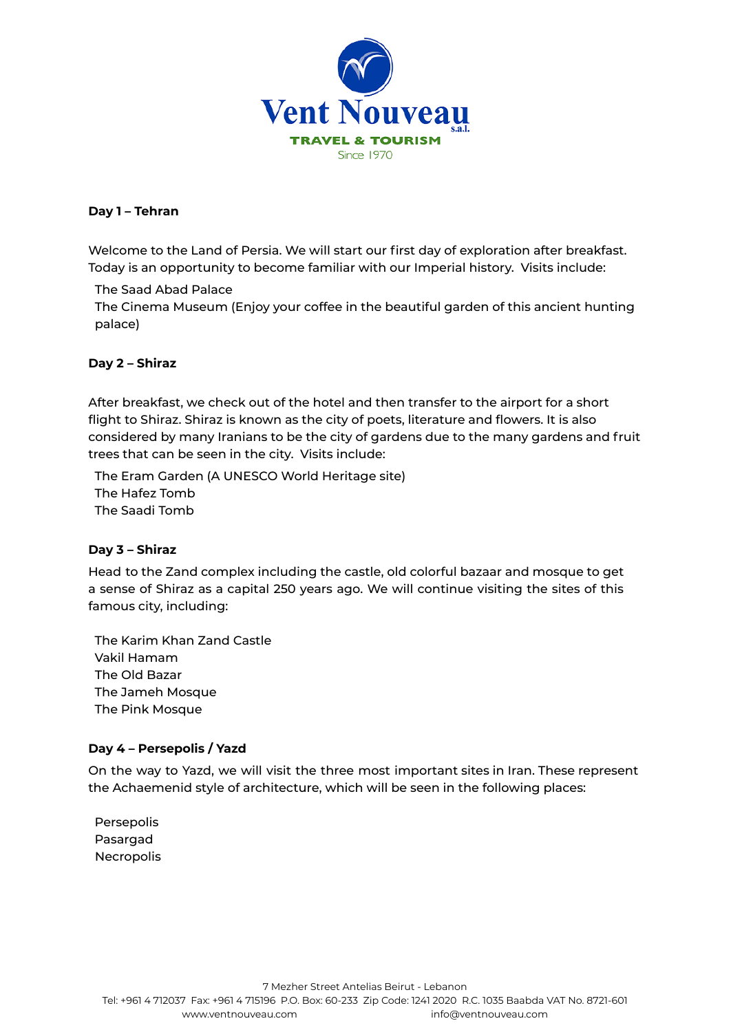**Day 1 – Tehran**

Welcome to the Land of Persia. We will start our first day of exploration after breakfast. Today is an opportunity to become familiar with our Imperial history. Visits include:

The Saad Abad Palace
The Cinema Museum (Enjoy your coffee in the beautiful garden of this ancient hunting palace)

**Day 2 – Shiraz**

After breakfast, we check out of the hotel and then transfer to the airport for a short flight to Shiraz. Shiraz is known as the city of poets, literature and flowers. It is also considered by many Iranians to be the city of gardens due to the many gardens and fruit trees that can be seen in the city. Visits include:

The Eram Garden (A UNESCO World Heritage site)
The Hafez Tomb
The Saadi Tomb

**Day 3 – Shiraz**

Head to the Zand complex including the castle, old colorful bazaar and mosque to get a sense of Shiraz as a capital 250 years ago. We will continue visiting the sites of this famous city, including:

The Karim Khan Zand Castle
Vakil Hamam
The Old Bazar
The Jameh Mosque
The Pink Mosque

**Day 4 – Persepolis / Yazd**

On the way to Yazd, we will visit the three most important sites in Iran. These represent the Achaemenid style of architecture, which will be seen in the following places:

Persepolis
Pasargad
Necropolis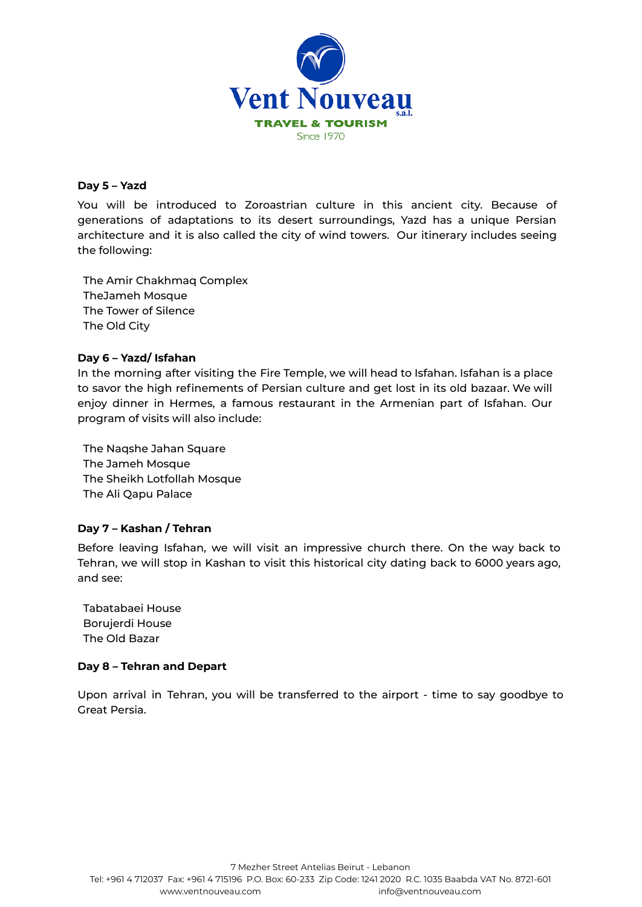**Day 5 – Yazd**

You will be introduced to Zoroastrian culture in this ancient city. Because of generations of adaptations to its desert surroundings, Yazd has a unique Persian architecture and it is also called the city of wind towers. Our itinerary includes seeing the following:

The Amir Chakhmaq Complex
TheJameh Mosque
The Tower of Silence
The Old City

**Day 6 – Yazd/ Isfahan**

In the morning after visiting the Fire Temple, we will head to Isfahan. Isfahan is a place to savor the high refinements of Persian culture and get lost in its old bazaar. We will enjoy dinner in Hermes, a famous restaurant in the Armenian part of Isfahan. Our program of visits will also include:

The Naqshe Jahan Square
The Jameh Mosque
The Sheikh Lotfollah Mosque
The Ali Qapu Palace

**Day 7 – Kashan / Tehran**

Before leaving Isfahan, we will visit an impressive church there. On the way back to Tehran, we will stop in Kashan to visit this historical city dating back to 6000 years ago, and see:

Tabatabaei House
Borujerdi House
The Old Bazar

**Day 8 – Tehran and Depart**

Upon arrival in Tehran, you will be transferred to the airport - time to say goodbye to Great Persia.